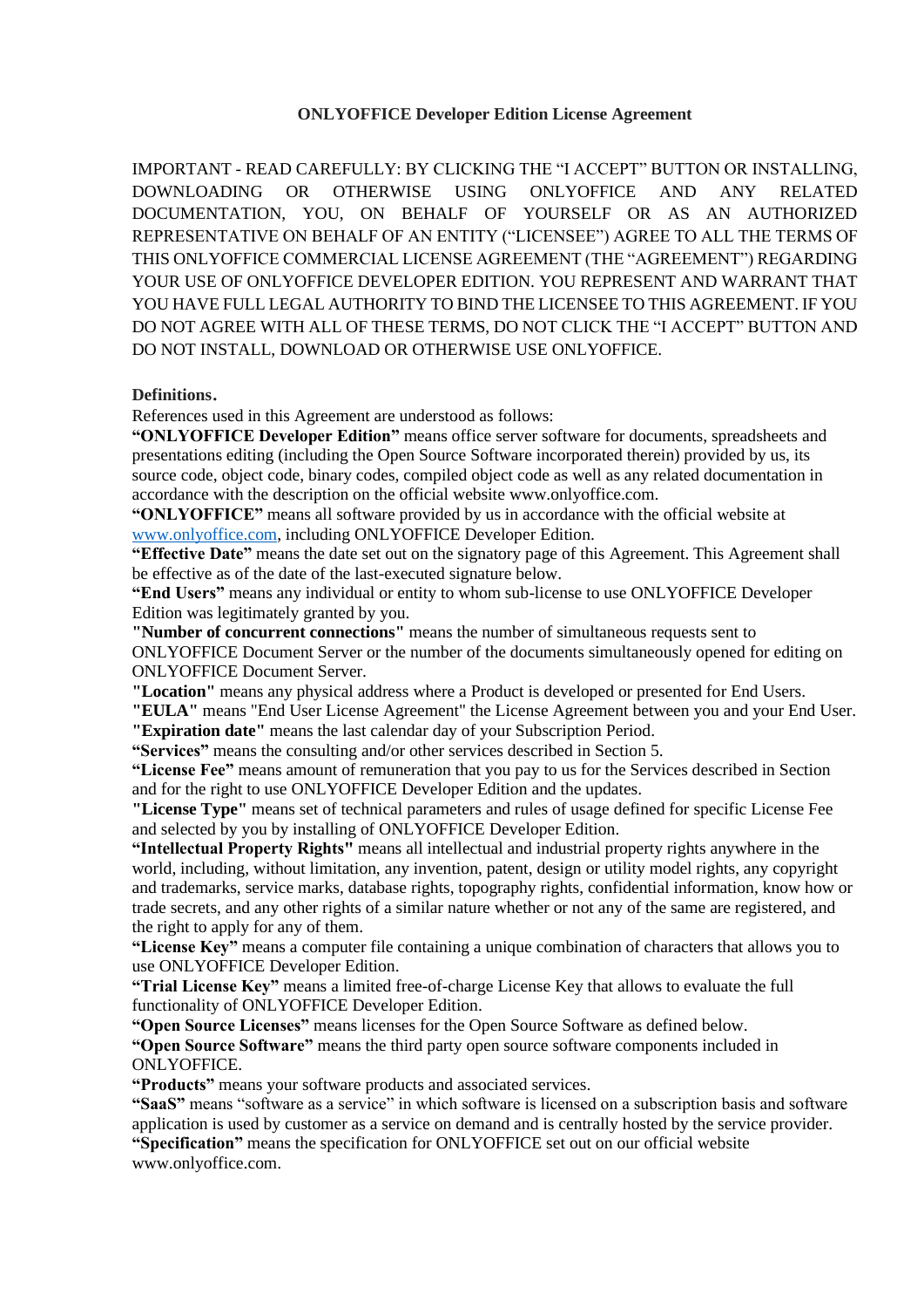**ONLYOFFICE Developer Edition License Agreement**

IMPORTANT - READ CAREFULLY: BY CLICKING THE "I ACCEPT" BUTTON OR INSTALLING, DOWNLOADING OR OTHERWISE USING ONLYOFFICE AND ANY RELATED DOCUMENTATION, YOU, ON BEHALF OF YOURSELF OR AS AN AUTHORIZED REPRESENTATIVE ON BEHALF OF AN ENTITY ("LICENSEE") AGREE TO ALL THE TERMS OF THIS ONLYOFFICE COMMERCIAL LICENSE AGREEMENT (THE "AGREEMENT") REGARDING YOUR USE OF ONLYOFFICE DEVELOPER EDITION. YOU REPRESENT AND WARRANT THAT YOU HAVE FULL LEGAL AUTHORITY TO BIND THE LICENSEE TO THIS AGREEMENT. IF YOU DO NOT AGREE WITH ALL OF THESE TERMS, DO NOT CLICK THE "I ACCEPT" BUTTON AND DO NOT INSTALL, DOWNLOAD OR OTHERWISE USE ONLYOFFICE.

**Definitions.**

References used in this Agreement are understood as follows:

**"ONLYOFFICE Developer Edition"** means office server software for documents, spreadsheets and presentations editing (including the Open Source Software incorporated therein) provided by us, its source code, object code, binary codes, compiled object code as well as any related documentation in accordance with the description on the official website www.onlyoffice.com.

**"ONLYOFFICE"** means all software provided by us in accordance with the official website at www.onlyoffice.com, including ONLYOFFICE Developer Edition.

**"Effective Date"** means the date set out on the signatory page of this Agreement. This Agreement shall be effective as of the date of the last-executed signature below.

**"End Users"** means any individual or entity to whom sub-license to use ONLYOFFICE Developer Edition was legitimately granted by you.

**"Number of concurrent connections"** means the number of simultaneous requests sent to ONLYOFFICE Document Server or the number of the documents simultaneously opened for editing on ONLYOFFICE Document Server.

**"Location"** means any physical address where a Product is developed or presented for End Users.

**"EULA"** means "End User License Agreement" the License Agreement between you and your End User.

**"Expiration date"** means the last calendar day of your Subscription Period.

**"Services"** means the consulting and/or other services described in Section 5.

**"License Fee"** means amount of remuneration that you pay to us for the Services described in Section and for the right to use ONLYOFFICE Developer Edition and the updates.

**"License Type"** means set of technical parameters and rules of usage defined for specific License Fee and selected by you by installing of ONLYOFFICE Developer Edition.

**"Intellectual Property Rights"** means all intellectual and industrial property rights anywhere in the world, including, without limitation, any invention, patent, design or utility model rights, any copyright and trademarks, service marks, database rights, topography rights, confidential information, know how or trade secrets, and any other rights of a similar nature whether or not any of the same are registered, and the right to apply for any of them.

**"License Key"** means a computer file containing a unique combination of characters that allows you to use ONLYOFFICE Developer Edition.

**"Trial License Key"** means a limited free-of-charge License Key that allows to evaluate the full functionality of ONLYOFFICE Developer Edition.

**"Open Source Licenses"** means licenses for the Open Source Software as defined below.

**"Open Source Software"** means the third party open source software components included in ONLYOFFICE.

**"Products"** means your software products and associated services.

**"SaaS"** means "software as a service" in which software is licensed on a subscription basis and software application is used by customer as a service on demand and is centrally hosted by the service provider.

**"Specification"** means the specification for ONLYOFFICE set out on our official website www.onlyoffice.com.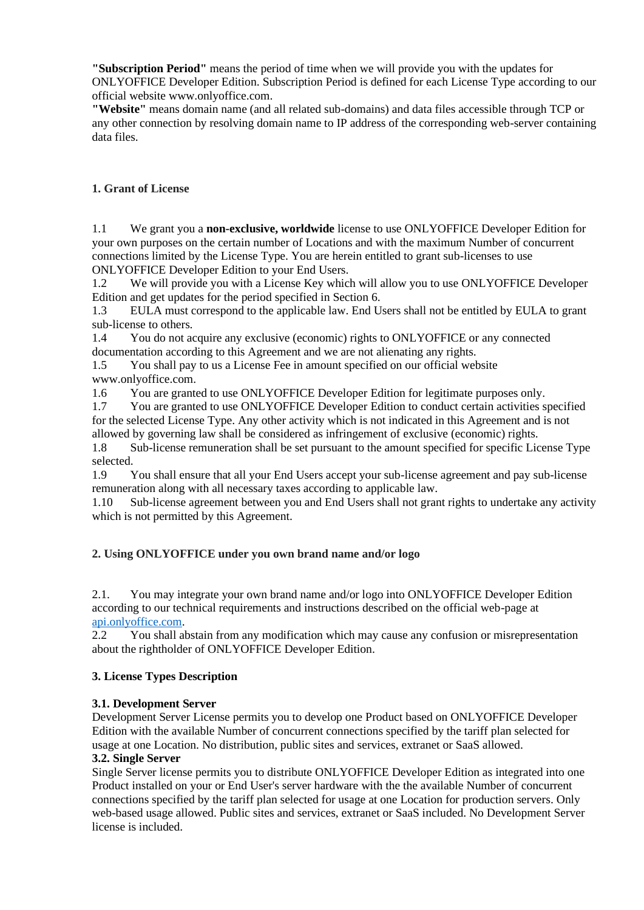**"Subscription Period"** means the period of time when we will provide you with the updates for ONLYOFFICE Developer Edition. Subscription Period is defined for each License Type according to our official website www.onlyoffice.com.
**"Website"** means domain name (and all related sub-domains) and data files accessible through TCP or any other connection by resolving domain name to IP address of the corresponding web-server containing data files.

## 1. Grant of License

1.1 We grant you a **non-exclusive, worldwide** license to use ONLYOFFICE Developer Edition for your own purposes on the certain number of Locations and with the maximum Number of concurrent connections limited by the License Type. You are herein entitled to grant sub-licenses to use ONLYOFFICE Developer Edition to your End Users.
1.2 We will provide you with a License Key which will allow you to use ONLYOFFICE Developer Edition and get updates for the period specified in Section 6.
1.3 EULA must correspond to the applicable law. End Users shall not be entitled by EULA to grant sub-license to others.
1.4 You do not acquire any exclusive (economic) rights to ONLYOFFICE or any connected documentation according to this Agreement and we are not alienating any rights.
1.5 You shall pay to us a License Fee in amount specified on our official website www.onlyoffice.com.
1.6 You are granted to use ONLYOFFICE Developer Edition for legitimate purposes only.
1.7 You are granted to use ONLYOFFICE Developer Edition to conduct certain activities specified for the selected License Type. Any other activity which is not indicated in this Agreement and is not allowed by governing law shall be considered as infringement of exclusive (economic) rights.
1.8 Sub-license remuneration shall be set pursuant to the amount specified for specific License Type selected.
1.9 You shall ensure that all your End Users accept your sub-license agreement and pay sub-license remuneration along with all necessary taxes according to applicable law.
1.10 Sub-license agreement between you and End Users shall not grant rights to undertake any activity which is not permitted by this Agreement.

## 2. Using ONLYOFFICE under you own brand name and/or logo

2.1. You may integrate your own brand name and/or logo into ONLYOFFICE Developer Edition according to our technical requirements and instructions described on the official web-page at [api.onlyoffice.com](api.onlyoffice.com).
2.2 You shall abstain from any modification which may cause any confusion or misrepresentation about the rightholder of ONLYOFFICE Developer Edition.

## 3. License Types Description

### 3.1. Development Server

Development Server License permits you to develop one Product based on ONLYOFFICE Developer Edition with the available Number of concurrent connections specified by the tariff plan selected for usage at one Location. No distribution, public sites and services, extranet or SaaS allowed.

### 3.2. Single Server

Single Server license permits you to distribute ONLYOFFICE Developer Edition as integrated into one Product installed on your or End User's server hardware with the the available Number of concurrent connections specified by the tariff plan selected for usage at one Location for production servers. Only web-based usage allowed. Public sites and services, extranet or SaaS included. No Development Server license is included.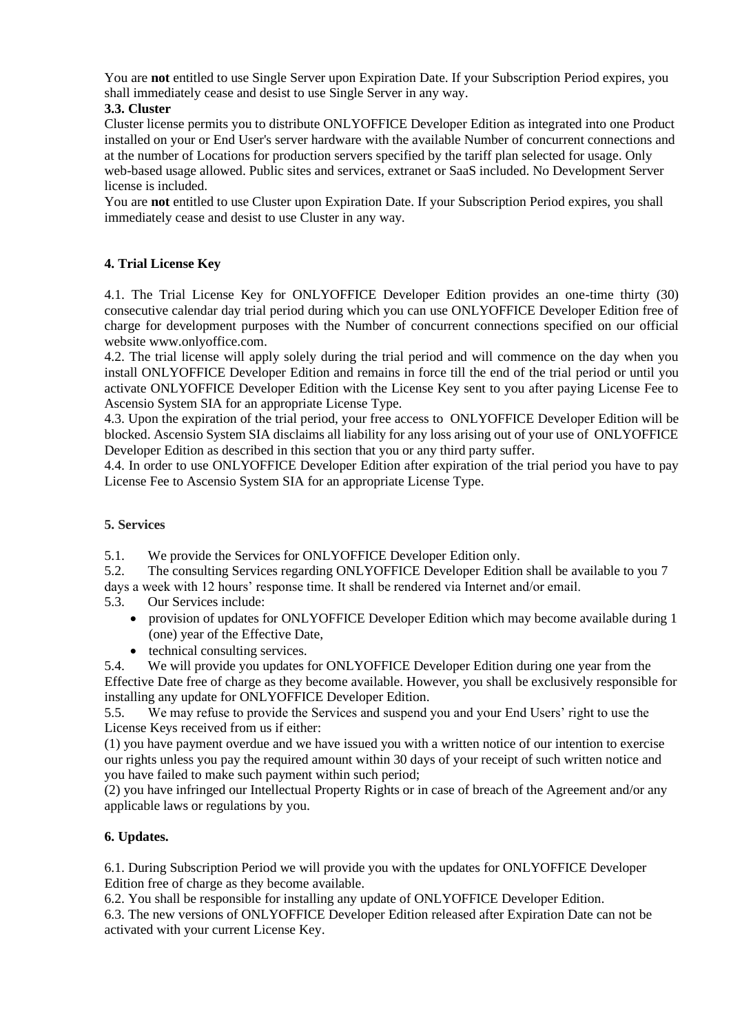You are **not** entitled to use Single Server upon Expiration Date. If your Subscription Period expires, you shall immediately cease and desist to use Single Server in any way.

**3.3. Cluster**

Cluster license permits you to distribute ONLYOFFICE Developer Edition as integrated into one Product installed on your or End User's server hardware with the available Number of concurrent connections and at the number of Locations for production servers specified by the tariff plan selected for usage. Only web-based usage allowed. Public sites and services, extranet or SaaS included. No Development Server license is included.

You are **not** entitled to use Cluster upon Expiration Date. If your Subscription Period expires, you shall immediately cease and desist to use Cluster in any way.

## 4. Trial License Key

4.1. The Trial License Key for ONLYOFFICE Developer Edition provides an one-time thirty (30) consecutive calendar day trial period during which you can use ONLYOFFICE Developer Edition free of charge for development purposes with the Number of concurrent connections specified on our official website www.onlyoffice.com.

4.2. The trial license will apply solely during the trial period and will commence on the day when you install ONLYOFFICE Developer Edition and remains in force till the end of the trial period or until you activate ONLYOFFICE Developer Edition with the License Key sent to you after paying License Fee to Ascensio System SIA for an appropriate License Type.

4.3. Upon the expiration of the trial period, your free access to ONLYOFFICE Developer Edition will be blocked. Ascensio System SIA disclaims all liability for any loss arising out of your use of ONLYOFFICE Developer Edition as described in this section that you or any third party suffer.

4.4. In order to use ONLYOFFICE Developer Edition after expiration of the trial period you have to pay License Fee to Ascensio System SIA for an appropriate License Type.

## 5. Services

5.1. We provide the Services for ONLYOFFICE Developer Edition only.

5.2. The consulting Services regarding ONLYOFFICE Developer Edition shall be available to you 7 days a week with 12 hours' response time. It shall be rendered via Internet and/or email.

5.3. Our Services include:

- provision of updates for ONLYOFFICE Developer Edition which may become available during 1 (one) year of the Effective Date,
- technical consulting services.

5.4. We will provide you updates for ONLYOFFICE Developer Edition during one year from the Effective Date free of charge as they become available. However, you shall be exclusively responsible for installing any update for ONLYOFFICE Developer Edition.

5.5. We may refuse to provide the Services and suspend you and your End Users' right to use the License Keys received from us if either:

(1) you have payment overdue and we have issued you with a written notice of our intention to exercise our rights unless you pay the required amount within 30 days of your receipt of such written notice and you have failed to make such payment within such period;

(2) you have infringed our Intellectual Property Rights or in case of breach of the Agreement and/or any applicable laws or regulations by you.

## 6. Updates.

6.1. During Subscription Period we will provide you with the updates for ONLYOFFICE Developer Edition free of charge as they become available.

6.2. You shall be responsible for installing any update of ONLYOFFICE Developer Edition.

6.3. The new versions of ONLYOFFICE Developer Edition released after Expiration Date can not be activated with your current License Key.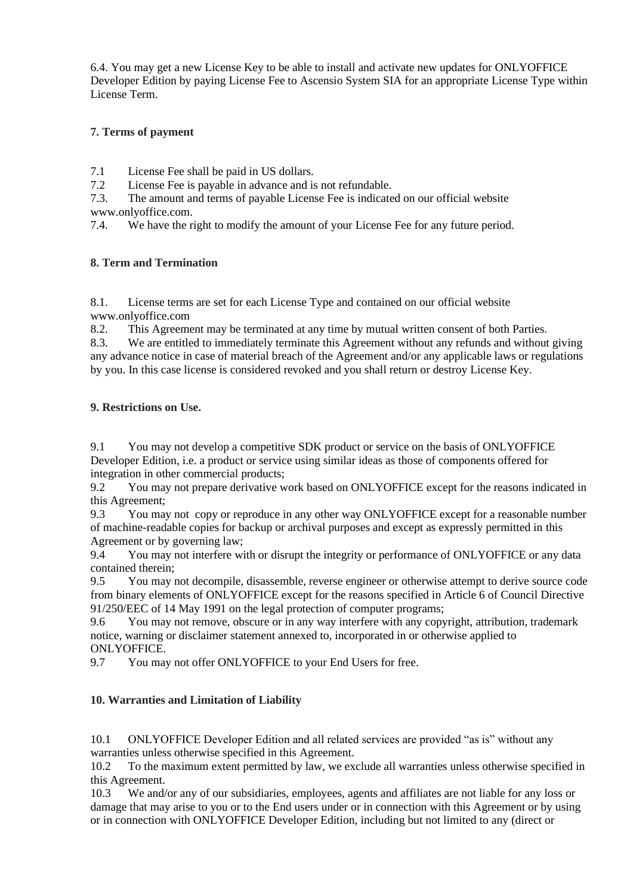6.4. You may get a new License Key to be able to install and activate new updates for ONLYOFFICE Developer Edition by paying License Fee to Ascensio System SIA for an appropriate License Type within License Term.

**7. Terms of payment**

7.1 License Fee shall be paid in US dollars.
7.2 License Fee is payable in advance and is not refundable.
7.3. The amount and terms of payable License Fee is indicated on our official website www.onlyoffice.com.
7.4. We have the right to modify the amount of your License Fee for any future period.

**8. Term and Termination**

8.1. License terms are set for each License Type and contained on our official website www.onlyoffice.com
8.2. This Agreement may be terminated at any time by mutual written consent of both Parties.
8.3. We are entitled to immediately terminate this Agreement without any refunds and without giving any advance notice in case of material breach of the Agreement and/or any applicable laws or regulations by you. In this case license is considered revoked and you shall return or destroy License Key.

**9. Restrictions on Use.**

9.1 You may not develop a competitive SDK product or service on the basis of ONLYOFFICE Developer Edition, i.e. a product or service using similar ideas as those of components offered for integration in other commercial products;
9.2 You may not prepare derivative work based on ONLYOFFICE except for the reasons indicated in this Agreement;
9.3 You may not copy or reproduce in any other way ONLYOFFICE except for a reasonable number of machine-readable copies for backup or archival purposes and except as expressly permitted in this Agreement or by governing law;
9.4 You may not interfere with or disrupt the integrity or performance of ONLYOFFICE or any data contained therein;
9.5 You may not decompile, disassemble, reverse engineer or otherwise attempt to derive source code from binary elements of ONLYOFFICE except for the reasons specified in Article 6 of Council Directive 91/250/EEC of 14 May 1991 on the legal protection of computer programs;
9.6 You may not remove, obscure or in any way interfere with any copyright, attribution, trademark notice, warning or disclaimer statement annexed to, incorporated in or otherwise applied to ONLYOFFICE.
9.7 You may not offer ONLYOFFICE to your End Users for free.

**10. Warranties and Limitation of Liability**

10.1 ONLYOFFICE Developer Edition and all related services are provided "as is" without any warranties unless otherwise specified in this Agreement.
10.2 To the maximum extent permitted by law, we exclude all warranties unless otherwise specified in this Agreement.
10.3 We and/or any of our subsidiaries, employees, agents and affiliates are not liable for any loss or damage that may arise to you or to the End users under or in connection with this Agreement or by using or in connection with ONLYOFFICE Developer Edition, including but not limited to any (direct or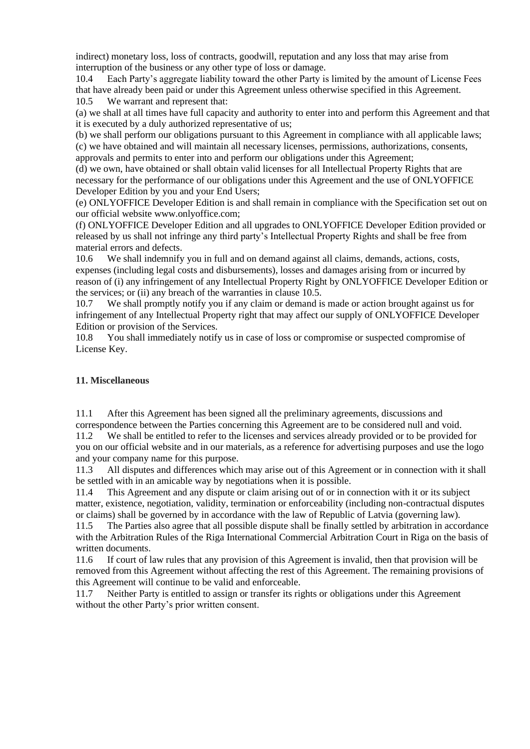indirect) monetary loss, loss of contracts, goodwill, reputation and any loss that may arise from interruption of the business or any other type of loss or damage.

10.4 Each Party's aggregate liability toward the other Party is limited by the amount of License Fees that have already been paid or under this Agreement unless otherwise specified in this Agreement.

10.5 We warrant and represent that:

(a) we shall at all times have full capacity and authority to enter into and perform this Agreement and that it is executed by a duly authorized representative of us;

(b) we shall perform our obligations pursuant to this Agreement in compliance with all applicable laws;

(c) we have obtained and will maintain all necessary licenses, permissions, authorizations, consents, approvals and permits to enter into and perform our obligations under this Agreement;

(d) we own, have obtained or shall obtain valid licenses for all Intellectual Property Rights that are necessary for the performance of our obligations under this Agreement and the use of ONLYOFFICE Developer Edition by you and your End Users;

(e) ONLYOFFICE Developer Edition is and shall remain in compliance with the Specification set out on our official website www.onlyoffice.com;

(f) ONLYOFFICE Developer Edition and all upgrades to ONLYOFFICE Developer Edition provided or released by us shall not infringe any third party's Intellectual Property Rights and shall be free from material errors and defects.

10.6 We shall indemnify you in full and on demand against all claims, demands, actions, costs, expenses (including legal costs and disbursements), losses and damages arising from or incurred by reason of (i) any infringement of any Intellectual Property Right by ONLYOFFICE Developer Edition or the services; or (ii) any breach of the warranties in clause 10.5.

10.7 We shall promptly notify you if any claim or demand is made or action brought against us for infringement of any Intellectual Property right that may affect our supply of ONLYOFFICE Developer Edition or provision of the Services.

10.8 You shall immediately notify us in case of loss or compromise or suspected compromise of License Key.

## 11. Miscellaneous

11.1 After this Agreement has been signed all the preliminary agreements, discussions and correspondence between the Parties concerning this Agreement are to be considered null and void.

11.2 We shall be entitled to refer to the licenses and services already provided or to be provided for you on our official website and in our materials, as a reference for advertising purposes and use the logo and your company name for this purpose.

11.3 All disputes and differences which may arise out of this Agreement or in connection with it shall be settled with in an amicable way by negotiations when it is possible.

11.4 This Agreement and any dispute or claim arising out of or in connection with it or its subject matter, existence, negotiation, validity, termination or enforceability (including non-contractual disputes or claims) shall be governed by in accordance with the law of Republic of Latvia (governing law).

11.5 The Parties also agree that all possible dispute shall be finally settled by arbitration in accordance with the Arbitration Rules of the Riga International Commercial Arbitration Court in Riga on the basis of written documents.

11.6 If court of law rules that any provision of this Agreement is invalid, then that provision will be removed from this Agreement without affecting the rest of this Agreement. The remaining provisions of this Agreement will continue to be valid and enforceable.

11.7 Neither Party is entitled to assign or transfer its rights or obligations under this Agreement without the other Party's prior written consent.